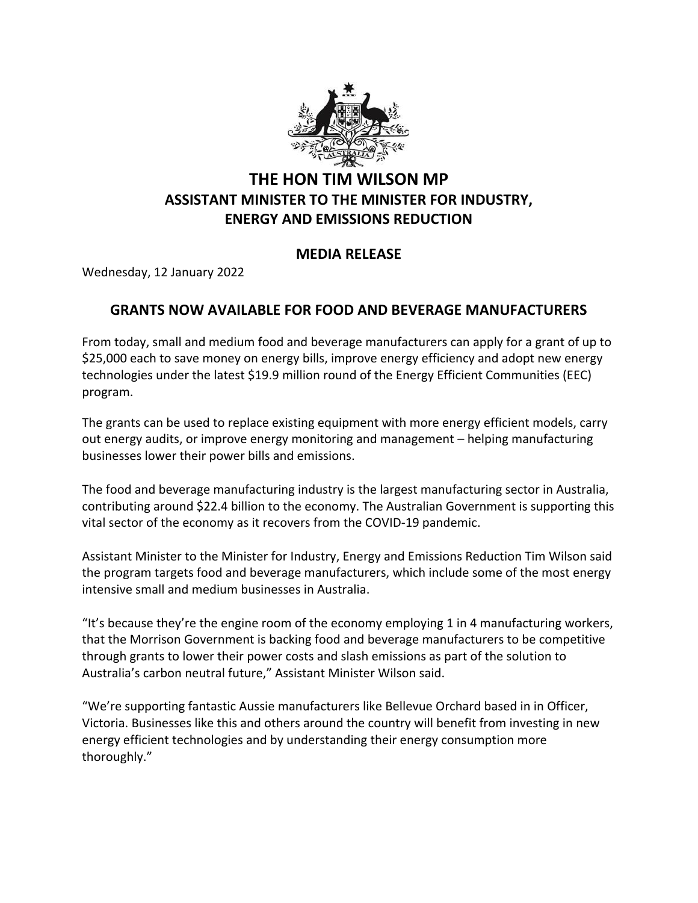# THE HON TIM WILSON MP
## ASSISTANT MINISTER TO THE MINISTER FOR INDUSTRY, ENERGY AND EMISSIONS REDUCTION

### MEDIA RELEASE

Wednesday, 12 January 2022

### GRANTS NOW AVAILABLE FOR FOOD AND BEVERAGE MANUFACTURERS

From today, small and medium food and beverage manufacturers can apply for a grant of up to $25,000 each to save money on energy bills, improve energy efficiency and adopt new energy technologies under the latest $19.9 million round of the Energy Efficient Communities (EEC) program.

The grants can be used to replace existing equipment with more energy efficient models, carry out energy audits, or improve energy monitoring and management – helping manufacturing businesses lower their power bills and emissions.

The food and beverage manufacturing industry is the largest manufacturing sector in Australia, contributing around $22.4 billion to the economy. The Australian Government is supporting this vital sector of the economy as it recovers from the COVID-19 pandemic.

Assistant Minister to the Minister for Industry, Energy and Emissions Reduction Tim Wilson said the program targets food and beverage manufacturers, which include some of the most energy intensive small and medium businesses in Australia.

"It's because they're the engine room of the economy employing 1 in 4 manufacturing workers, that the Morrison Government is backing food and beverage manufacturers to be competitive through grants to lower their power costs and slash emissions as part of the solution to Australia's carbon neutral future," Assistant Minister Wilson said.

"We're supporting fantastic Aussie manufacturers like Bellevue Orchard based in in Officer, Victoria. Businesses like this and others around the country will benefit from investing in new energy efficient technologies and by understanding their energy consumption more thoroughly."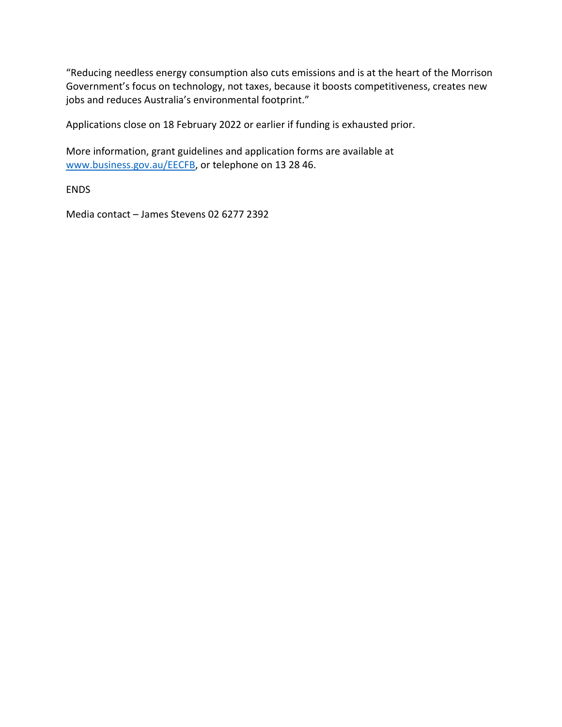"Reducing needless energy consumption also cuts emissions and is at the heart of the Morrison Government's focus on technology, not taxes, because it boosts competitiveness, creates new jobs and reduces Australia's environmental footprint."

Applications close on 18 February 2022 or earlier if funding is exhausted prior.

More information, grant guidelines and application forms are available at [www.business.gov.au/EECFB](www.business.gov.au/EECFB), or telephone on 13 28 46.

ENDS

Media contact – James Stevens 02 6277 2392